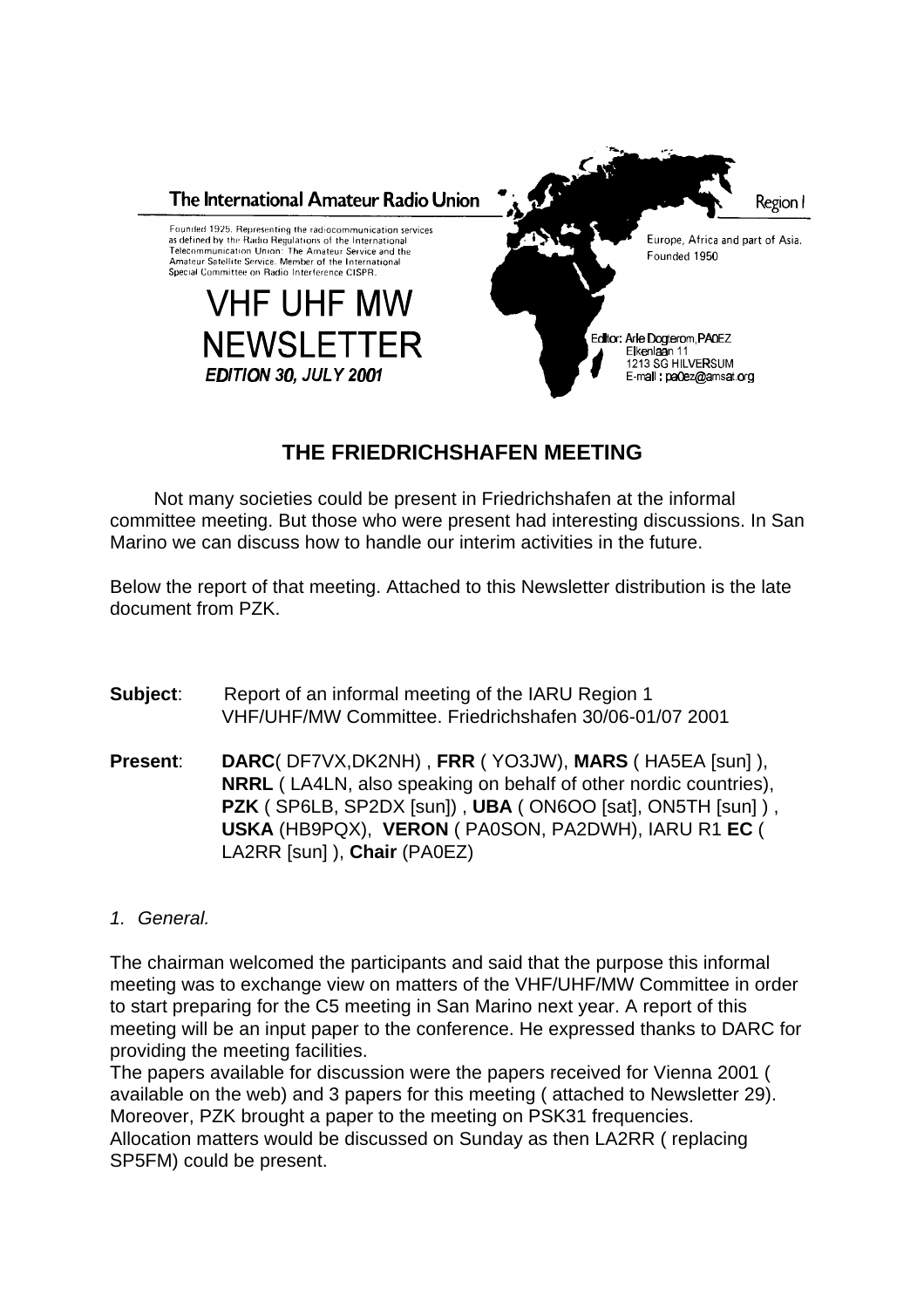The International Amateur Radio Union

Region I

Founded 1925. Representing the radiocommunication services as defined by the Radio Regulations of the International Telecommunication Union: The Amateur Service and the Amateur Satellite Service. Member of the International Special Committee on Radio Interference CISPR.

Europe, Africa and part of Asia. Founded 1950

# VHF UHF MW NEWSLETTER

***EDITION 30, JULY 2001***

Editor: Arie Dogterom, PA0EZ
Eikenlaan 11
1213 SG HILVERSUM
E-mail : pa0ez@amsat.org

## THE FRIEDRICHSHAFEN MEETING

Not many societies could be present in Friedrichshafen at the informal committee meeting. But those who were present had interesting discussions. In San Marino we can discuss how to handle our interim activities in the future.

Below the report of that meeting. Attached to this Newsletter distribution is the late document from PZK.

**Subject**: Report of an informal meeting of the IARU Region 1 VHF/UHF/MW Committee. Friedrichshafen 30/06-01/07 2001

**Present**: **DARC**( DF7VX,DK2NH) , **FRR** ( YO3JW), **MARS** ( HA5EA [sun] ), **NRRL** ( LA4LN, also speaking on behalf of other nordic countries), **PZK** ( SP6LB, SP2DX [sun]) , **UBA** ( ON6OO [sat], ON5TH [sun] ) , **USKA** (HB9PQX), **VERON** ( PA0SON, PA2DWH), IARU R1 **EC** ( LA2RR [sun] ), **Chair** (PA0EZ)

*1. General.*

The chairman welcomed the participants and said that the purpose this informal meeting was to exchange view on matters of the VHF/UHF/MW Committee in order to start preparing for the C5 meeting in San Marino next year. A report of this meeting will be an input paper to the conference. He expressed thanks to DARC for providing the meeting facilities.
The papers available for discussion were the papers received for Vienna 2001 ( available on the web) and 3 papers for this meeting ( attached to Newsletter 29). Moreover, PZK brought a paper to the meeting on PSK31 frequencies.
Allocation matters would be discussed on Sunday as then LA2RR ( replacing SP5FM) could be present.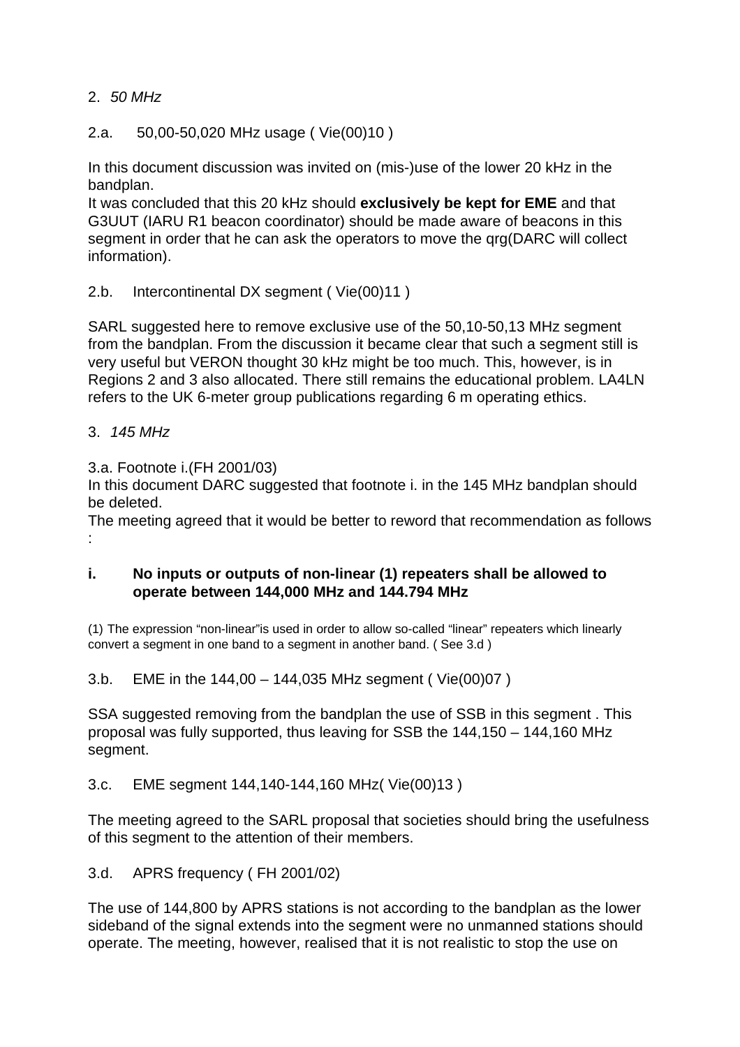2. *50 MHz*

2.a. 50,00-50,020 MHz usage ( Vie(00)10 )

In this document discussion was invited on (mis-)use of the lower 20 kHz in the bandplan.
It was concluded that this 20 kHz should **exclusively be kept for EME** and that G3UUT (IARU R1 beacon coordinator) should be made aware of beacons in this segment in order that he can ask the operators to move the qrg(DARC will collect information).

2.b. Intercontinental DX segment ( Vie(00)11 )

SARL suggested here to remove exclusive use of the 50,10-50,13 MHz segment from the bandplan. From the discussion it became clear that such a segment still is very useful but VERON thought 30 kHz might be too much. This, however, is in Regions 2 and 3 also allocated. There still remains the educational problem. LA4LN refers to the UK 6-meter group publications regarding 6 m operating ethics.

3. *145 MHz*

3.a. Footnote i.(FH 2001/03)
In this document DARC suggested that footnote i. in the 145 MHz bandplan should be deleted.
The meeting agreed that it would be better to reword that recommendation as follows :

**i. No inputs or outputs of non-linear (1) repeaters shall be allowed to operate between 144,000 MHz and 144.794 MHz**

(1) The expression “non-linear”is used in order to allow so-called “linear” repeaters which linearly convert a segment in one band to a segment in another band. ( See 3.d )

3.b. EME in the 144,00 – 144,035 MHz segment ( Vie(00)07 )

SSA suggested removing from the bandplan the use of SSB in this segment . This proposal was fully supported, thus leaving for SSB the 144,150 – 144,160 MHz segment.

3.c. EME segment 144,140-144,160 MHz( Vie(00)13 )

The meeting agreed to the SARL proposal that societies should bring the usefulness of this segment to the attention of their members.

3.d. APRS frequency ( FH 2001/02)

The use of 144,800 by APRS stations is not according to the bandplan as the lower sideband of the signal extends into the segment were no unmanned stations should operate. The meeting, however, realised that it is not realistic to stop the use on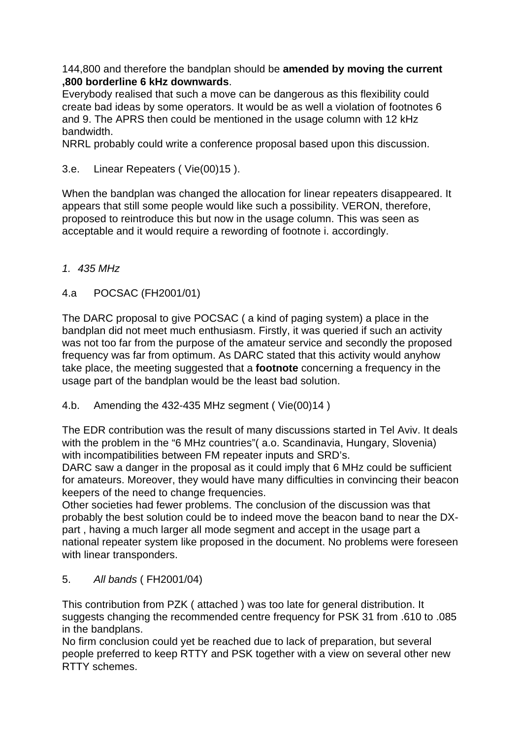144,800 and therefore the bandplan should be **amended by moving the current ,800 borderline 6 kHz downwards**.
Everybody realised that such a move can be dangerous as this flexibility could create bad ideas by some operators. It would be as well a violation of footnotes 6 and 9. The APRS then could be mentioned in the usage column with 12 kHz bandwidth.
NRRL probably could write a conference proposal based upon this discussion.

3.e. Linear Repeaters ( Vie(00)15 ).

When the bandplan was changed the allocation for linear repeaters disappeared. It appears that still some people would like such a possibility. VERON, therefore, proposed to reintroduce this but now in the usage column. This was seen as acceptable and it would require a rewording of footnote i. accordingly.

1. *435 MHz*

4.a POCSAC (FH2001/01)

The DARC proposal to give POCSAC ( a kind of paging system) a place in the bandplan did not meet much enthusiasm. Firstly, it was queried if such an activity was not too far from the purpose of the amateur service and secondly the proposed frequency was far from optimum. As DARC stated that this activity would anyhow take place, the meeting suggested that a **footnote** concerning a frequency in the usage part of the bandplan would be the least bad solution.

4.b. Amending the 432-435 MHz segment ( Vie(00)14 )

The EDR contribution was the result of many discussions started in Tel Aviv. It deals with the problem in the “6 MHz countries”( a.o. Scandinavia, Hungary, Slovenia) with incompatibilities between FM repeater inputs and SRD’s.
DARC saw a danger in the proposal as it could imply that 6 MHz could be sufficient for amateurs. Moreover, they would have many difficulties in convincing their beacon keepers of the need to change frequencies.
Other societies had fewer problems. The conclusion of the discussion was that probably the best solution could be to indeed move the beacon band to near the DX-part , having a much larger all mode segment and accept in the usage part a national repeater system like proposed in the document. No problems were foreseen with linear transponders.

5. *All bands* ( FH2001/04)

This contribution from PZK ( attached ) was too late for general distribution. It suggests changing the recommended centre frequency for PSK 31 from .610 to .085 in the bandplans.
No firm conclusion could yet be reached due to lack of preparation, but several people preferred to keep RTTY and PSK together with a view on several other new RTTY schemes.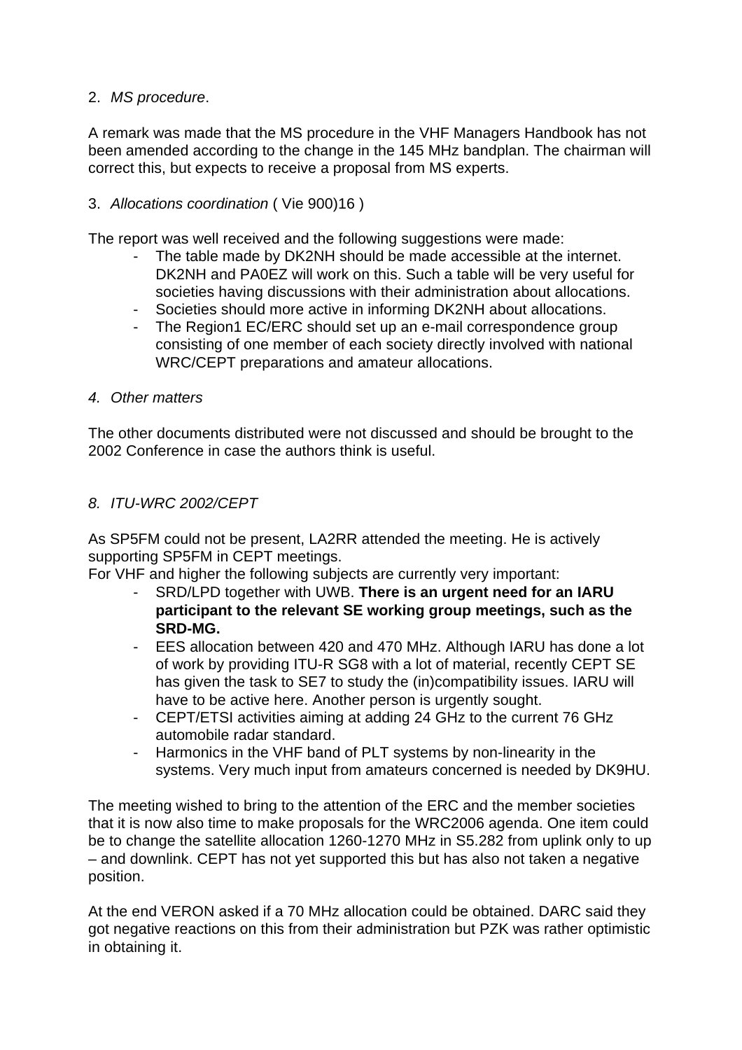2. *MS procedure*.

A remark was made that the MS procedure in the VHF Managers Handbook has not been amended according to the change in the 145 MHz bandplan. The chairman will correct this, but expects to receive a proposal from MS experts.

3. *Allocations coordination* ( Vie 900)16 )

The report was well received and the following suggestions were made:

- The table made by DK2NH should be made accessible at the internet. DK2NH and PA0EZ will work on this. Such a table will be very useful for societies having discussions with their administration about allocations.
- Societies should more active in informing DK2NH about allocations.
- The Region1 EC/ERC should set up an e-mail correspondence group consisting of one member of each society directly involved with national WRC/CEPT preparations and amateur allocations.

*4. Other matters*

The other documents distributed were not discussed and should be brought to the 2002 Conference in case the authors think is useful.

*8. ITU-WRC 2002/CEPT*

As SP5FM could not be present, LA2RR attended the meeting. He is actively supporting SP5FM in CEPT meetings.
For VHF and higher the following subjects are currently very important:

- SRD/LPD together with UWB. **There is an urgent need for an IARU participant to the relevant SE working group meetings, such as the SRD-MG.**
- EES allocation between 420 and 470 MHz. Although IARU has done a lot of work by providing ITU-R SG8 with a lot of material, recently CEPT SE has given the task to SE7 to study the (in)compatibility issues. IARU will have to be active here. Another person is urgently sought.
- CEPT/ETSI activities aiming at adding 24 GHz to the current 76 GHz automobile radar standard.
- Harmonics in the VHF band of PLT systems by non-linearity in the systems. Very much input from amateurs concerned is needed by DK9HU.

The meeting wished to bring to the attention of the ERC and the member societies that it is now also time to make proposals for the WRC2006 agenda. One item could be to change the satellite allocation 1260-1270 MHz in S5.282 from uplink only to up – and downlink. CEPT has not yet supported this but has also not taken a negative position.

At the end VERON asked if a 70 MHz allocation could be obtained. DARC said they got negative reactions on this from their administration but PZK was rather optimistic in obtaining it.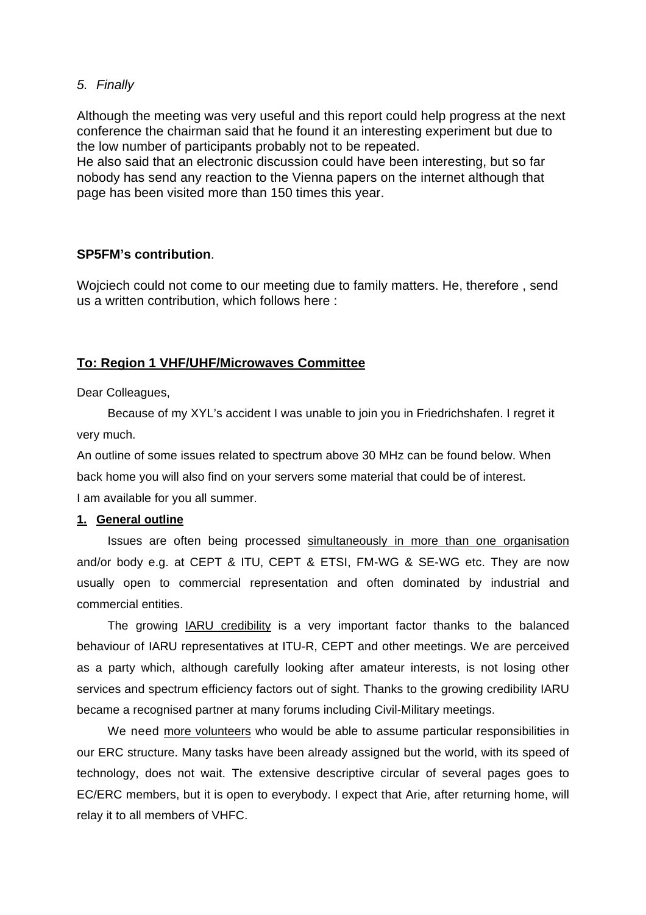*5. Finally*

Although the meeting was very useful and this report could help progress at the next conference the chairman said that he found it an interesting experiment but due to the low number of participants probably not to be repeated.
He also said that an electronic discussion could have been interesting, but so far nobody has send any reaction to the Vienna papers on the internet although that page has been visited more than 150 times this year.

**SP5FM's contribution**.

Wojciech could not come to our meeting due to family matters. He, therefore , send us a written contribution, which follows here :

**<u>To: Region 1 VHF/UHF/Microwaves Committee</u>**

Dear Colleagues,

Because of my XYL's accident I was unable to join you in Friedrichshafen. I regret it very much.

An outline of some issues related to spectrum above 30 MHz can be found below. When back home you will also find on your servers some material that could be of interest.
I am available for you all summer.

**<u>1. General outline</u>**

Issues are often being processed <u>simultaneously in more than one organisation</u> and/or body e.g. at CEPT & ITU, CEPT & ETSI, FM-WG & SE-WG etc. They are now usually open to commercial representation and often dominated by industrial and commercial entities.

The growing <u>IARU credibility</u> is a very important factor thanks to the balanced behaviour of IARU representatives at ITU-R, CEPT and other meetings. We are perceived as a party which, although carefully looking after amateur interests, is not losing other services and spectrum efficiency factors out of sight. Thanks to the growing credibility IARU became a recognised partner at many forums including Civil-Military meetings.

We need <u>more volunteers</u> who would be able to assume particular responsibilities in our ERC structure. Many tasks have been already assigned but the world, with its speed of technology, does not wait. The extensive descriptive circular of several pages goes to EC/ERC members, but it is open to everybody. I expect that Arie, after returning home, will relay it to all members of VHFC.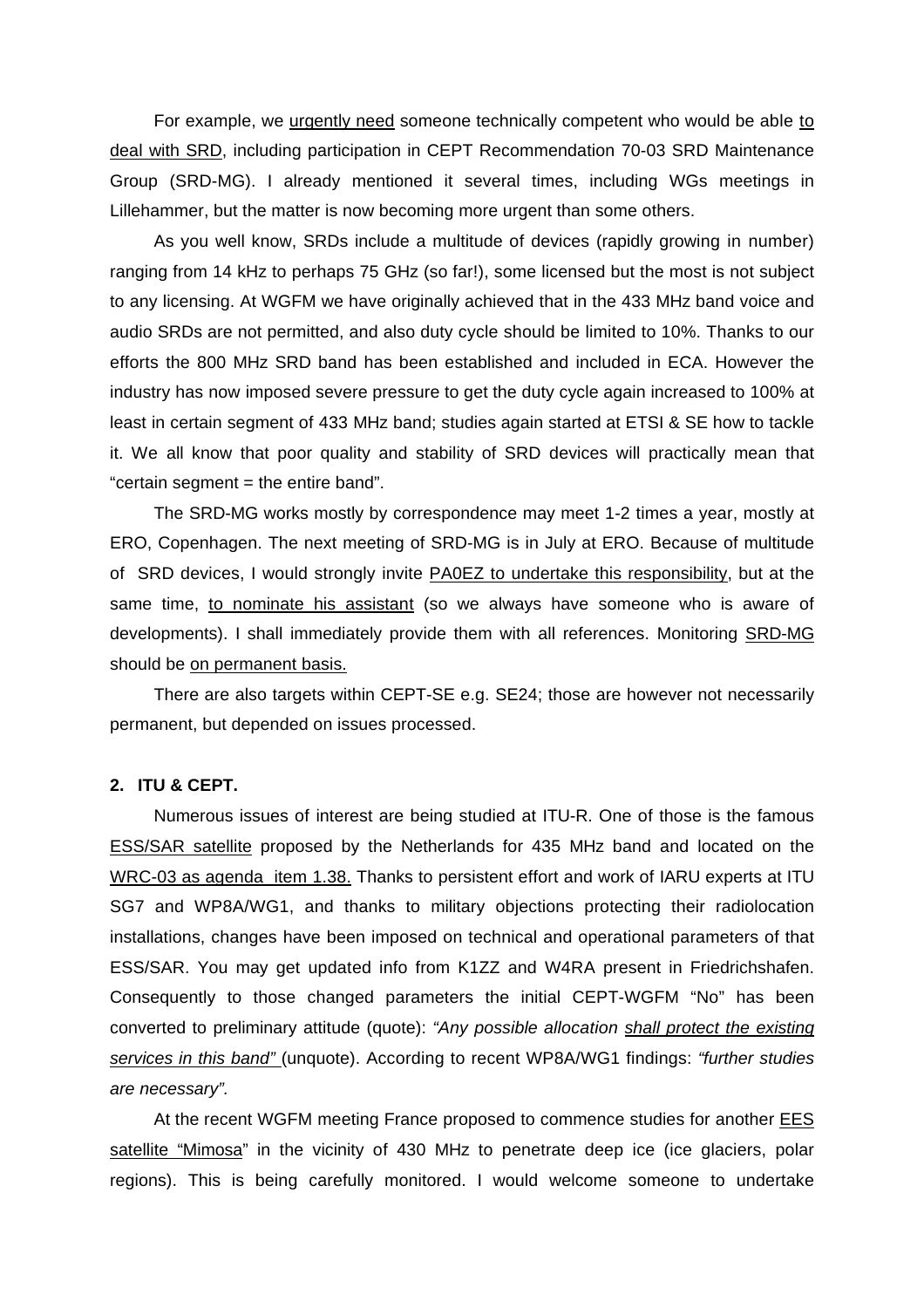For example, we urgently need someone technically competent who would be able to deal with SRD, including participation in CEPT Recommendation 70-03 SRD Maintenance Group (SRD-MG). I already mentioned it several times, including WGs meetings in Lillehammer, but the matter is now becoming more urgent than some others.

As you well know, SRDs include a multitude of devices (rapidly growing in number) ranging from 14 kHz to perhaps 75 GHz (so far!), some licensed but the most is not subject to any licensing. At WGFM we have originally achieved that in the 433 MHz band voice and audio SRDs are not permitted, and also duty cycle should be limited to 10%. Thanks to our efforts the 800 MHz SRD band has been established and included in ECA. However the industry has now imposed severe pressure to get the duty cycle again increased to 100% at least in certain segment of 433 MHz band; studies again started at ETSI & SE how to tackle it. We all know that poor quality and stability of SRD devices will practically mean that "certain segment = the entire band".

The SRD-MG works mostly by correspondence may meet 1-2 times a year, mostly at ERO, Copenhagen. The next meeting of SRD-MG is in July at ERO. Because of multitude of SRD devices, I would strongly invite PA0EZ to undertake this responsibility, but at the same time, to nominate his assistant (so we always have someone who is aware of developments). I shall immediately provide them with all references. Monitoring SRD-MG should be on permanent basis.

There are also targets within CEPT-SE e.g. SE24; those are however not necessarily permanent, but depended on issues processed.

**2. ITU & CEPT.**

Numerous issues of interest are being studied at ITU-R. One of those is the famous ESS/SAR satellite proposed by the Netherlands for 435 MHz band and located on the WRC-03 as agenda item 1.38. Thanks to persistent effort and work of IARU experts at ITU SG7 and WP8A/WG1, and thanks to military objections protecting their radiolocation installations, changes have been imposed on technical and operational parameters of that ESS/SAR. You may get updated info from K1ZZ and W4RA present in Friedrichshafen. Consequently to those changed parameters the initial CEPT-WGFM "No" has been converted to preliminary attitude (quote): *"Any possible allocation shall protect the existing services in this band"* (unquote). According to recent WP8A/WG1 findings: *"further studies are necessary".*

At the recent WGFM meeting France proposed to commence studies for another EES satellite "Mimosa" in the vicinity of 430 MHz to penetrate deep ice (ice glaciers, polar regions). This is being carefully monitored. I would welcome someone to undertake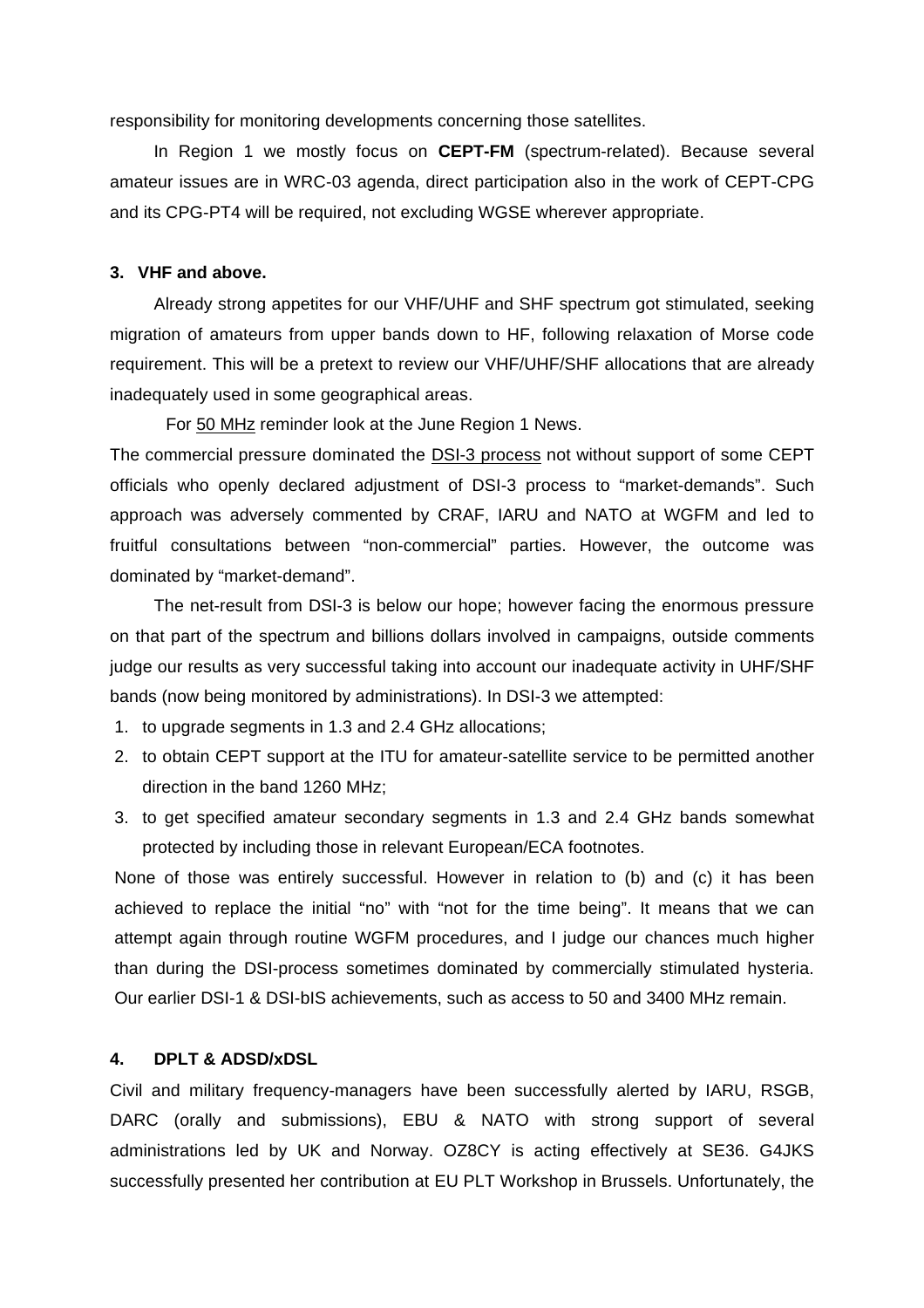responsibility for monitoring developments concerning those satellites.

In Region 1 we mostly focus on **CEPT-FM** (spectrum-related). Because several amateur issues are in WRC-03 agenda, direct participation also in the work of CEPT-CPG and its CPG-PT4 will be required, not excluding WGSE wherever appropriate.

**3. VHF and above.**

Already strong appetites for our VHF/UHF and SHF spectrum got stimulated, seeking migration of amateurs from upper bands down to HF, following relaxation of Morse code requirement. This will be a pretext to review our VHF/UHF/SHF allocations that are already inadequately used in some geographical areas.

For 50 MHz reminder look at the June Region 1 News.

The commercial pressure dominated the DSI-3 process not without support of some CEPT officials who openly declared adjustment of DSI-3 process to "market-demands". Such approach was adversely commented by CRAF, IARU and NATO at WGFM and led to fruitful consultations between "non-commercial" parties. However, the outcome was dominated by "market-demand".

The net-result from DSI-3 is below our hope; however facing the enormous pressure on that part of the spectrum and billions dollars involved in campaigns, outside comments judge our results as very successful taking into account our inadequate activity in UHF/SHF bands (now being monitored by administrations). In DSI-3 we attempted:

1. to upgrade segments in 1.3 and 2.4 GHz allocations;
2. to obtain CEPT support at the ITU for amateur-satellite service to be permitted another direction in the band 1260 MHz;
3. to get specified amateur secondary segments in 1.3 and 2.4 GHz bands somewhat protected by including those in relevant European/ECA footnotes.

None of those was entirely successful. However in relation to (b) and (c) it has been achieved to replace the initial "no" with "not for the time being". It means that we can attempt again through routine WGFM procedures, and I judge our chances much higher than during the DSI-process sometimes dominated by commercially stimulated hysteria. Our earlier DSI-1 & DSI-bIS achievements, such as access to 50 and 3400 MHz remain.

**4. DPLT & ADSD/xDSL**

Civil and military frequency-managers have been successfully alerted by IARU, RSGB, DARC (orally and submissions), EBU & NATO with strong support of several administrations led by UK and Norway. OZ8CY is acting effectively at SE36. G4JKS successfully presented her contribution at EU PLT Workshop in Brussels. Unfortunately, the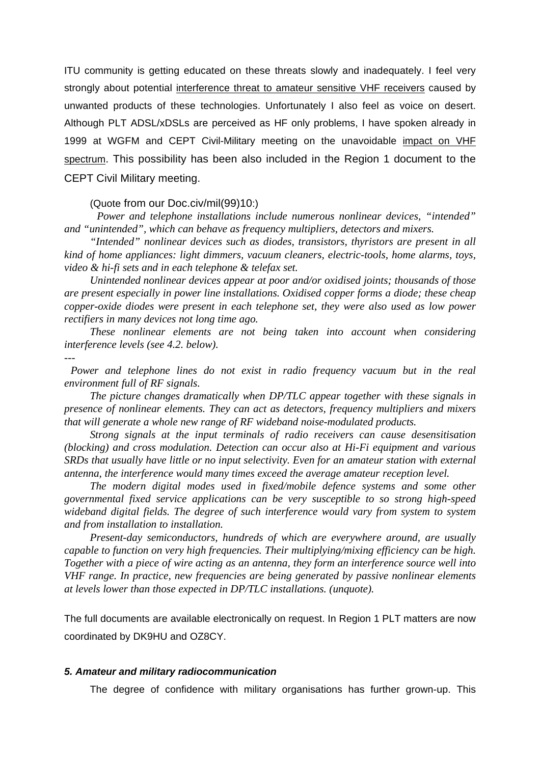ITU community is getting educated on these threats slowly and inadequately. I feel very strongly about potential interference threat to amateur sensitive VHF receivers caused by unwanted products of these technologies. Unfortunately I also feel as voice on desert. Although PLT ADSL/xDSLs are perceived as HF only problems, I have spoken already in 1999 at WGFM and CEPT Civil-Military meeting on the unavoidable impact on VHF spectrum. This possibility has been also included in the Region 1 document to the CEPT Civil Military meeting.

(Quote from our Doc.civ/mil(99)10:)

*Power and telephone installations include numerous nonlinear devices, "intended" and "unintended", which can behave as frequency multipliers, detectors and mixers.*

*"Intended" nonlinear devices such as diodes, transistors, thyristors are present in all kind of home appliances: light dimmers, vacuum cleaners, electric-tools, home alarms, toys, video & hi-fi sets and in each telephone & telefax set.*

*Unintended nonlinear devices appear at poor and/or oxidised joints; thousands of those are present especially in power line installations. Oxidised copper forms a diode; these cheap copper-oxide diodes were present in each telephone set, they were also used as low power rectifiers in many devices not long time ago.*

*These nonlinear elements are not being taken into account when considering interference levels (see 4.2. below).*

*---*

*Power and telephone lines do not exist in radio frequency vacuum but in the real environment full of RF signals.*

*The picture changes dramatically when DP/TLC appear together with these signals in presence of nonlinear elements. They can act as detectors, frequency multipliers and mixers that will generate a whole new range of RF wideband noise-modulated products.*

*Strong signals at the input terminals of radio receivers can cause desensitisation (blocking) and cross modulation. Detection can occur also at Hi-Fi equipment and various SRDs that usually have little or no input selectivity. Even for an amateur station with external antenna, the interference would many times exceed the average amateur reception level.*

*The modern digital modes used in fixed/mobile defence systems and some other governmental fixed service applications can be very susceptible to so strong high-speed wideband digital fields. The degree of such interference would vary from system to system and from installation to installation.*

*Present-day semiconductors, hundreds of which are everywhere around, are usually capable to function on very high frequencies. Their multiplying/mixing efficiency can be high. Together with a piece of wire acting as an antenna, they form an interference source well into VHF range. In practice, new frequencies are being generated by passive nonlinear elements at levels lower than those expected in DP/TLC installations. (unquote).*

The full documents are available electronically on request. In Region 1 PLT matters are now coordinated by DK9HU and OZ8CY.

### *5. Amateur and military radiocommunication*

The degree of confidence with military organisations has further grown-up. This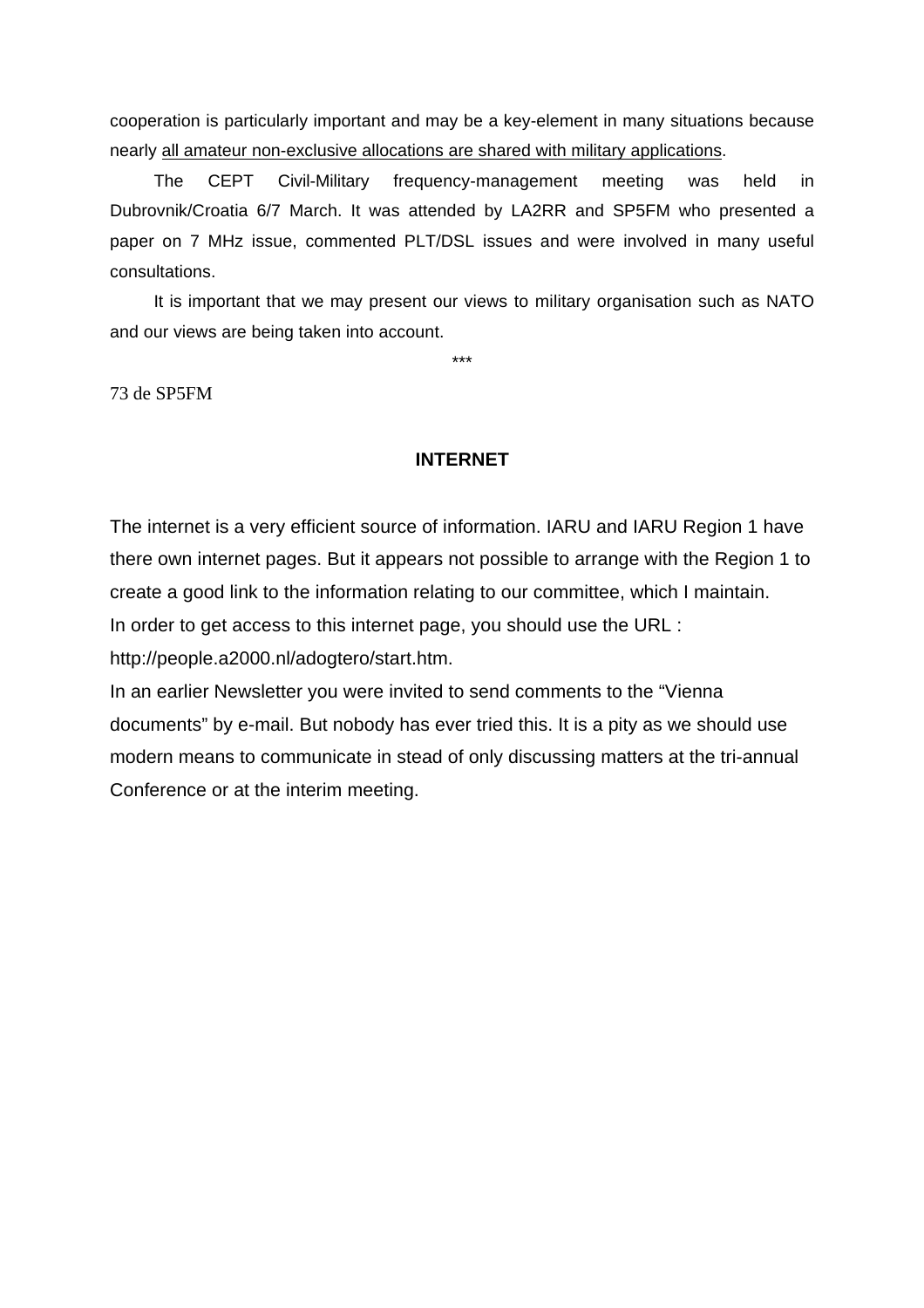cooperation is particularly important and may be a key-element in many situations because nearly <u>all amateur non-exclusive allocations are shared with military applications</u>.

The CEPT Civil-Military frequency-management meeting was held in Dubrovnik/Croatia 6/7 March. It was attended by LA2RR and SP5FM who presented a paper on 7 MHz issue, commented PLT/DSL issues and were involved in many useful consultations.

It is important that we may present our views to military organisation such as NATO and our views are being taken into account.

***

73 de SP5FM

## INTERNET

The internet is a very efficient source of information. IARU and IARU Region 1 have there own internet pages. But it appears not possible to arrange with the Region 1 to create a good link to the information relating to our committee, which I maintain.
In order to get access to this internet page, you should use the URL :
http://people.a2000.nl/adogtero/start.htm.
In an earlier Newsletter you were invited to send comments to the “Vienna documents” by e-mail. But nobody has ever tried this. It is a pity as we should use modern means to communicate in stead of only discussing matters at the tri-annual Conference or at the interim meeting.